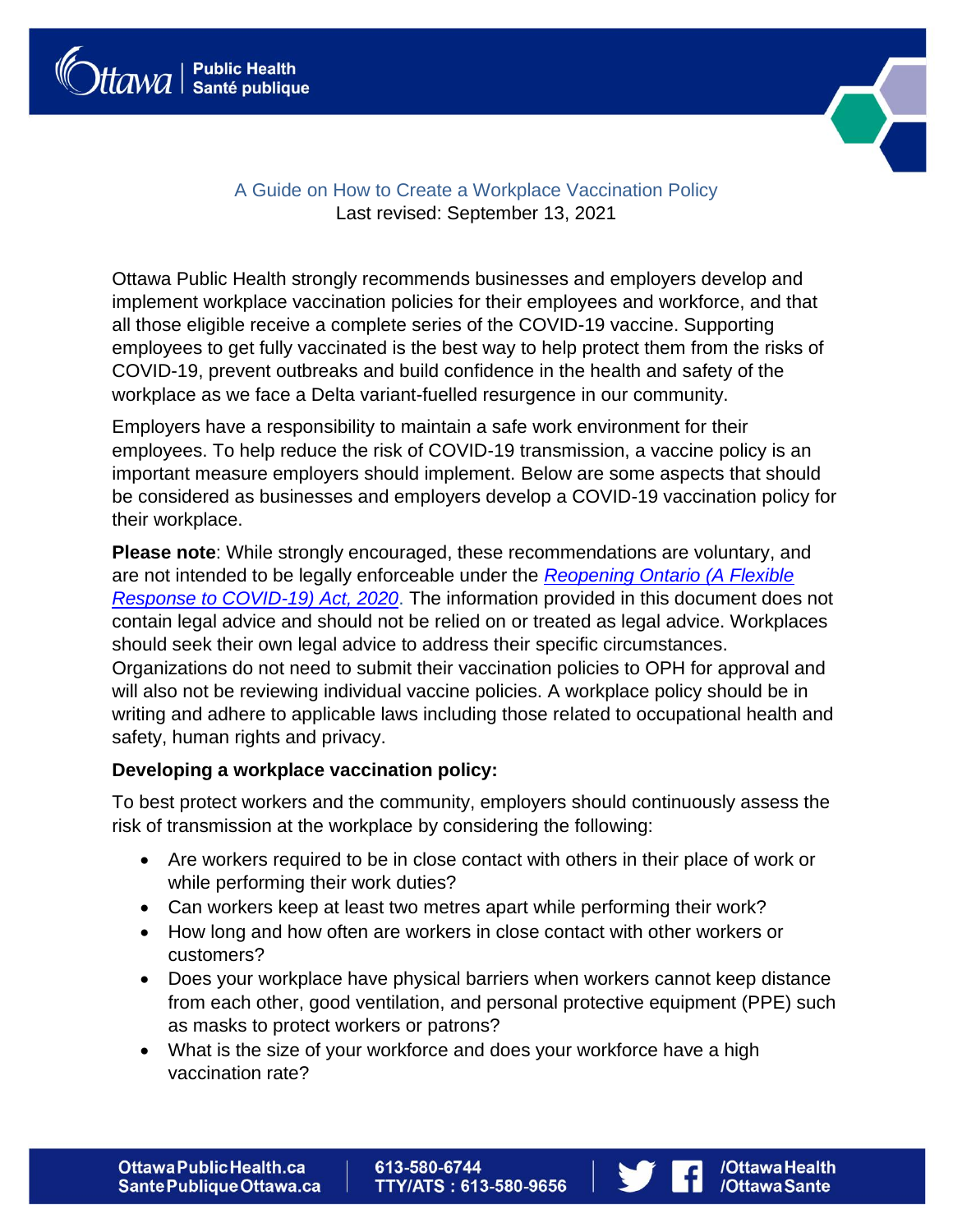# A Guide on How to Create a Workplace Vaccination Policy

Last revised: September 13, 2021

Ottawa Public Health strongly recommends businesses and employers develop and implement workplace vaccination policies for their employees and workforce, and that all those eligible receive a complete series of the COVID-19 vaccine. Supporting employees to get fully vaccinated is the best way to help protect them from the risks of COVID-19, prevent outbreaks and build confidence in the health and safety of the workplace as we face a Delta variant-fuelled resurgence in our community.

Employers have a responsibility to maintain a safe work environment for their employees. To help reduce the risk of COVID-19 transmission, a vaccine policy is an important measure employers should implement. Below are some aspects that should be considered as businesses and employers develop a COVID-19 vaccination policy for their workplace.

**Please note**: While strongly encouraged, these recommendations are voluntary, and are not intended to be legally enforceable under the *Reopening Ontario (A Flexible Response to COVID-19) Act, 2020*. The information provided in this document does not contain legal advice and should not be relied on or treated as legal advice. Workplaces should seek their own legal advice to address their specific circumstances. Organizations do not need to submit their vaccination policies to OPH for approval and will also not be reviewing individual vaccine policies. A workplace policy should be in writing and adhere to applicable laws including those related to occupational health and safety, human rights and privacy.

**Developing a workplace vaccination policy:**

To best protect workers and the community, employers should continuously assess the risk of transmission at the workplace by considering the following:

- Are workers required to be in close contact with others in their place of work or while performing their work duties?
- Can workers keep at least two metres apart while performing their work?
- How long and how often are workers in close contact with other workers or customers?
- Does your workplace have physical barriers when workers cannot keep distance from each other, good ventilation, and personal protective equipment (PPE) such as masks to protect workers or patrons?
- What is the size of your workforce and does your workforce have a high vaccination rate?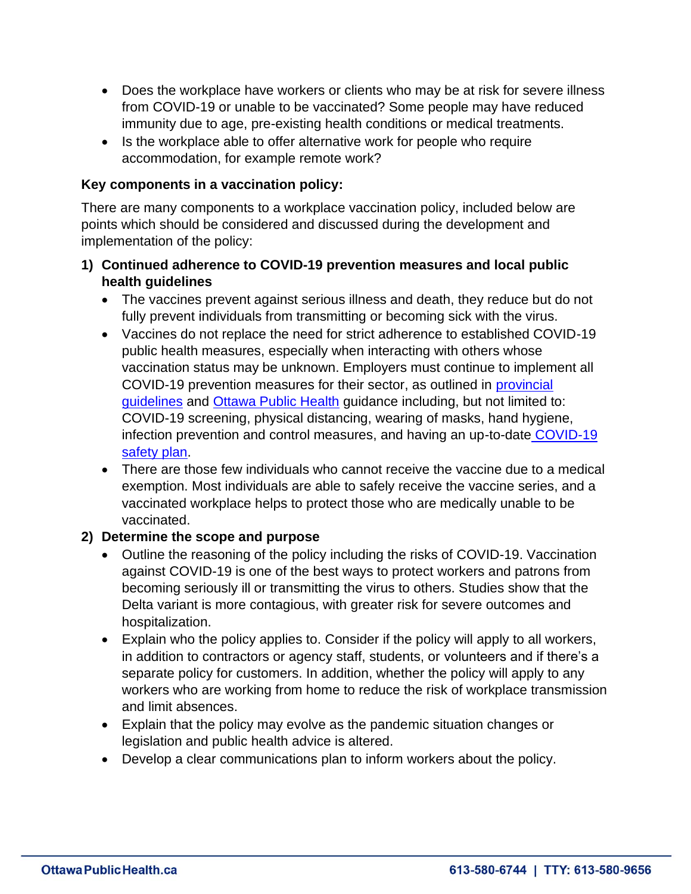- Does the workplace have workers or clients who may be at risk for severe illness from COVID-19 or unable to be vaccinated? Some people may have reduced immunity due to age, pre-existing health conditions or medical treatments.
- Is the workplace able to offer alternative work for people who require accommodation, for example remote work?

**Key components in a vaccination policy:**

There are many components to a workplace vaccination policy, included below are points which should be considered and discussed during the development and implementation of the policy:

1) **Continued adherence to COVID-19 prevention measures and local public health guidelines**
    - The vaccines prevent against serious illness and death, they reduce but do not fully prevent individuals from transmitting or becoming sick with the virus.
    - Vaccines do not replace the need for strict adherence to established COVID-19 public health measures, especially when interacting with others whose vaccination status may be unknown. Employers must continue to implement all COVID-19 prevention measures for their sector, as outlined in provincial guidelines and Ottawa Public Health guidance including, but not limited to: COVID-19 screening, physical distancing, wearing of masks, hand hygiene, infection prevention and control measures, and having an up-to-date COVID-19 safety plan.
    - There are those few individuals who cannot receive the vaccine due to a medical exemption. Most individuals are able to safely receive the vaccine series, and a vaccinated workplace helps to protect those who are medically unable to be vaccinated.
2) **Determine the scope and purpose**
    - Outline the reasoning of the policy including the risks of COVID-19. Vaccination against COVID-19 is one of the best ways to protect workers and patrons from becoming seriously ill or transmitting the virus to others. Studies show that the Delta variant is more contagious, with greater risk for severe outcomes and hospitalization.
    - Explain who the policy applies to. Consider if the policy will apply to all workers, in addition to contractors or agency staff, students, or volunteers and if there's a separate policy for customers. In addition, whether the policy will apply to any workers who are working from home to reduce the risk of workplace transmission and limit absences.
    - Explain that the policy may evolve as the pandemic situation changes or legislation and public health advice is altered.
    - Develop a clear communications plan to inform workers about the policy.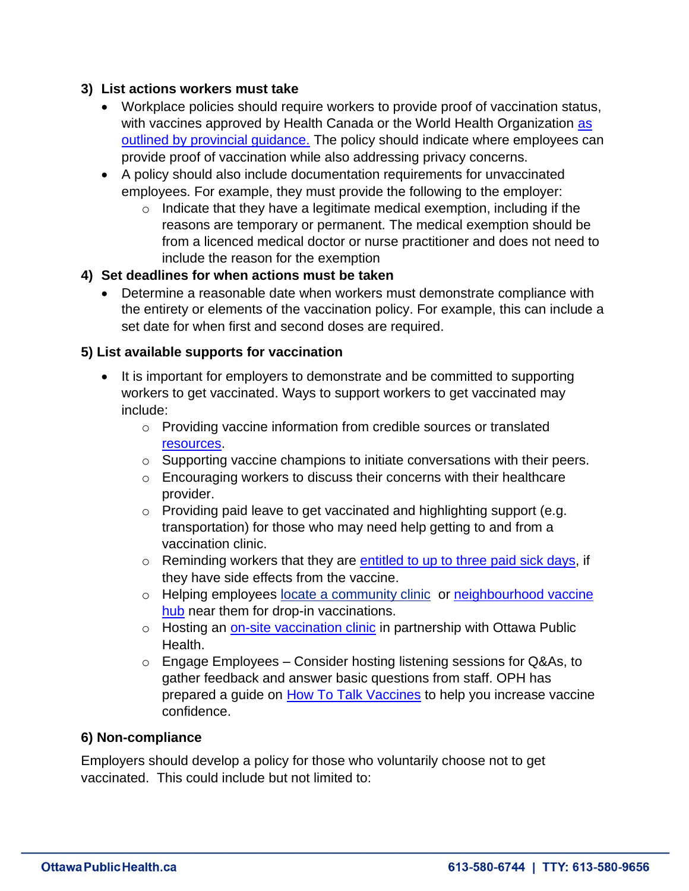### 3) List actions workers must take

- Workplace policies should require workers to provide proof of vaccination status, with vaccines approved by Health Canada or the World Health Organization as outlined by provincial guidance. The policy should indicate where employees can provide proof of vaccination while also addressing privacy concerns.
- A policy should also include documentation requirements for unvaccinated employees. For example, they must provide the following to the employer:
  - Indicate that they have a legitimate medical exemption, including if the reasons are temporary or permanent. The medical exemption should be from a licenced medical doctor or nurse practitioner and does not need to include the reason for the exemption

### 4) Set deadlines for when actions must be taken

- Determine a reasonable date when workers must demonstrate compliance with the entirety or elements of the vaccination policy. For example, this can include a set date for when first and second doses are required.

### 5) List available supports for vaccination

- It is important for employers to demonstrate and be committed to supporting workers to get vaccinated. Ways to support workers to get vaccinated may include:
  - Providing vaccine information from credible sources or translated resources.
  - Supporting vaccine champions to initiate conversations with their peers.
  - Encouraging workers to discuss their concerns with their healthcare provider.
  - Providing paid leave to get vaccinated and highlighting support (e.g. transportation) for those who may need help getting to and from a vaccination clinic.
  - Reminding workers that they are entitled to up to three paid sick days, if they have side effects from the vaccine.
  - Helping employees locate a community clinic or neighbourhood vaccine hub near them for drop-in vaccinations.
  - Hosting an on-site vaccination clinic in partnership with Ottawa Public Health.
  - Engage Employees – Consider hosting listening sessions for Q&As, to gather feedback and answer basic questions from staff. OPH has prepared a guide on How To Talk Vaccines to help you increase vaccine confidence.

### 6) Non-compliance

Employers should develop a policy for those who voluntarily choose not to get vaccinated. This could include but not limited to: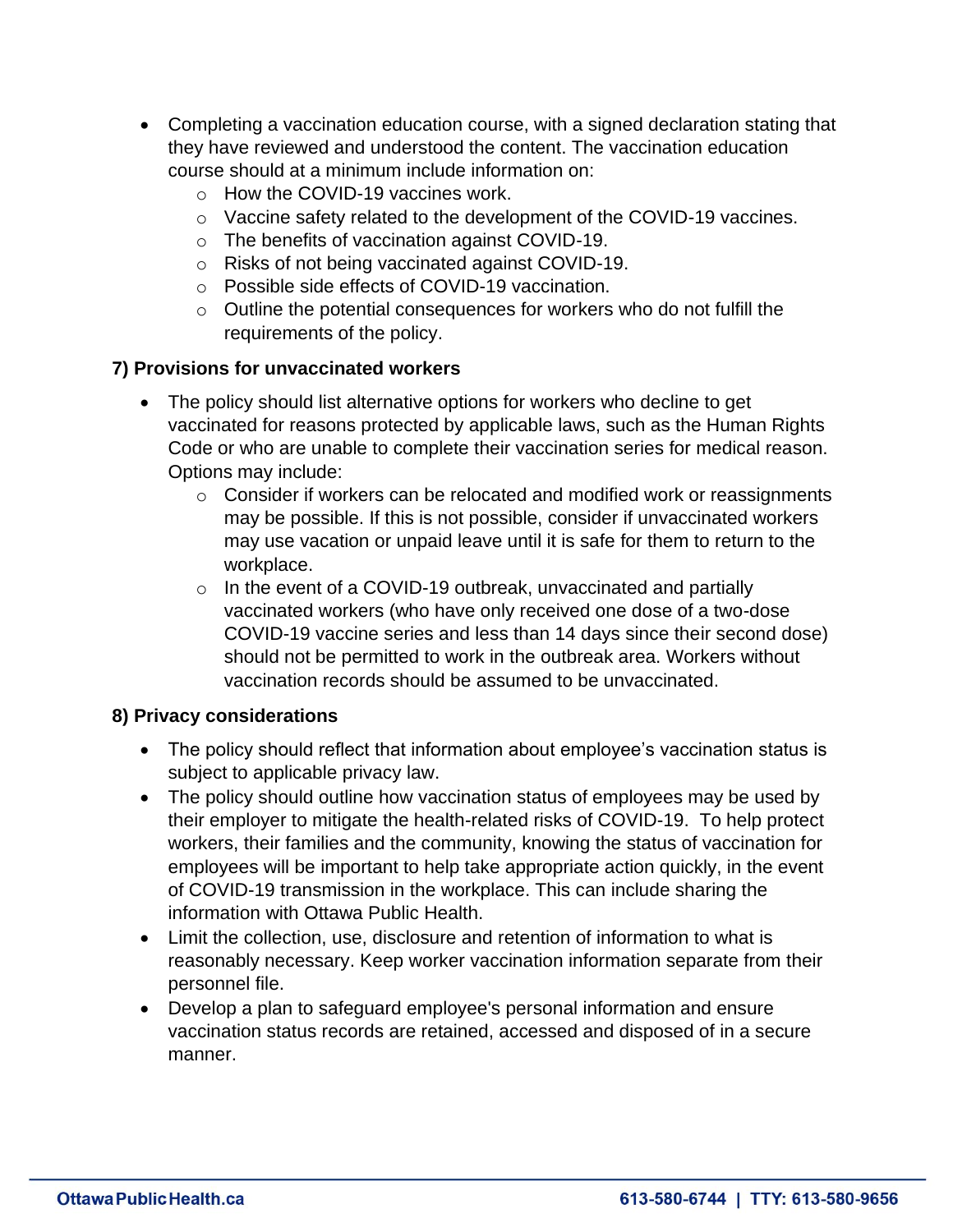- Completing a vaccination education course, with a signed declaration stating that they have reviewed and understood the content. The vaccination education course should at a minimum include information on:
    - How the COVID-19 vaccines work.
    - Vaccine safety related to the development of the COVID-19 vaccines.
    - The benefits of vaccination against COVID-19.
    - Risks of not being vaccinated against COVID-19.
    - Possible side effects of COVID-19 vaccination.
    - Outline the potential consequences for workers who do not fulfill the requirements of the policy.

**7) Provisions for unvaccinated workers**

- The policy should list alternative options for workers who decline to get vaccinated for reasons protected by applicable laws, such as the Human Rights Code or who are unable to complete their vaccination series for medical reason. Options may include:
    - Consider if workers can be relocated and modified work or reassignments may be possible. If this is not possible, consider if unvaccinated workers may use vacation or unpaid leave until it is safe for them to return to the workplace.
    - In the event of a COVID-19 outbreak, unvaccinated and partially vaccinated workers (who have only received one dose of a two-dose COVID-19 vaccine series and less than 14 days since their second dose) should not be permitted to work in the outbreak area. Workers without vaccination records should be assumed to be unvaccinated.

**8) Privacy considerations**

- The policy should reflect that information about employee's vaccination status is subject to applicable privacy law.
- The policy should outline how vaccination status of employees may be used by their employer to mitigate the health-related risks of COVID-19. To help protect workers, their families and the community, knowing the status of vaccination for employees will be important to help take appropriate action quickly, in the event of COVID-19 transmission in the workplace. This can include sharing the information with Ottawa Public Health.
- Limit the collection, use, disclosure and retention of information to what is reasonably necessary. Keep worker vaccination information separate from their personnel file.
- Develop a plan to safeguard employee's personal information and ensure vaccination status records are retained, accessed and disposed of in a secure manner.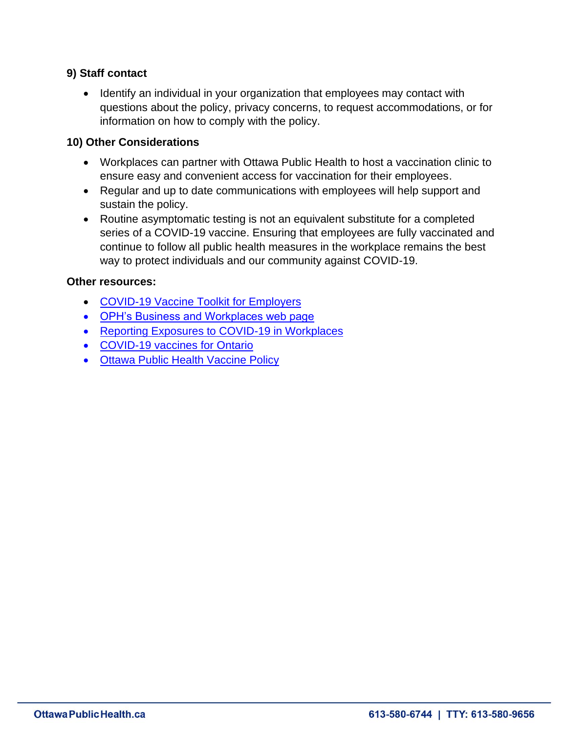**9) Staff contact**

- Identify an individual in your organization that employees may contact with questions about the policy, privacy concerns, to request accommodations, or for information on how to comply with the policy.

**10) Other Considerations**

- Workplaces can partner with Ottawa Public Health to host a vaccination clinic to ensure easy and convenient access for vaccination for their employees.
- Regular and up to date communications with employees will help support and sustain the policy.
- Routine asymptomatic testing is not an equivalent substitute for a completed series of a COVID-19 vaccine. Ensuring that employees are fully vaccinated and continue to follow all public health measures in the workplace remains the best way to protect individuals and our community against COVID-19.

**Other resources:**

- COVID-19 Vaccine Toolkit for Employers
- OPH's Business and Workplaces web page
- Reporting Exposures to COVID-19 in Workplaces
- COVID-19 vaccines for Ontario
- Ottawa Public Health Vaccine Policy